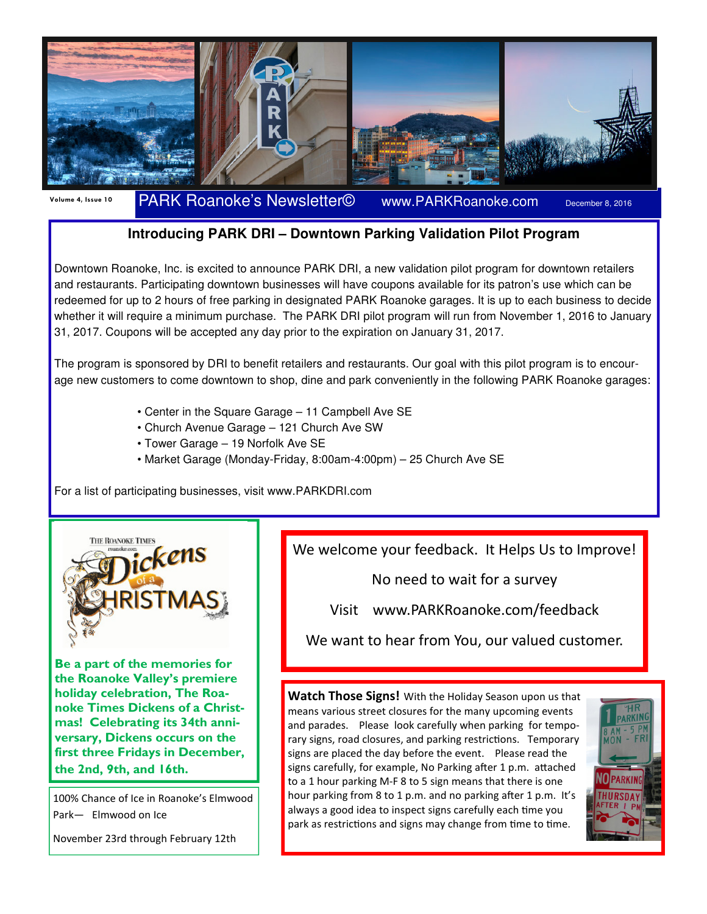Volume 4, Issue 10

# PARK Roanoke's Newsletter©

www.PARKRoanoke.com

December 8, 2016

## Introducing PARK DRI – Downtown Parking Validation Pilot Program

Downtown Roanoke, Inc. is excited to announce PARK DRI, a new validation pilot program for downtown retailers and restaurants. Participating downtown businesses will have coupons available for its patron's use which can be redeemed for up to 2 hours of free parking in designated PARK Roanoke garages. It is up to each business to decide whether it will require a minimum purchase. The PARK DRI pilot program will run from November 1, 2016 to January 31, 2017. Coupons will be accepted any day prior to the expiration on January 31, 2017.

The program is sponsored by DRI to benefit retailers and restaurants. Our goal with this pilot program is to encourage new customers to come downtown to shop, dine and park conveniently in the following PARK Roanoke garages:

- Center in the Square Garage – 11 Campbell Ave SE
- Church Avenue Garage – 121 Church Ave SW
- Tower Garage – 19 Norfolk Ave SE
- Market Garage (Monday-Friday, 8:00am-4:00pm) – 25 Church Ave SE

For a list of participating businesses, visit www.PARKDRI.com

The Roanoke Times roanoke.com Dickens of a Christmas

**Be a part of the memories for the Roanoke Valley's premiere holiday celebration, The Roanoke Times Dickens of a Christmas! Celebrating its 34th anniversary, Dickens occurs on the first three Fridays in December, the 2nd, 9th, and 16th.**

100% Chance of Ice in Roanoke's Elmwood Park— Elmwood on Ice

November 23rd through February 12th

We welcome your feedback. It Helps Us to Improve!

No need to wait for a survey

Visit www.PARKRoanoke.com/feedback

We want to hear from You, our valued customer.

**Watch Those Signs!** With the Holiday Season upon us that means various street closures for the many upcoming events and parades. Please look carefully when parking for temporary signs, road closures, and parking restrictions. Temporary signs are placed the day before the event. Please read the signs carefully, for example, No Parking after 1 p.m. attached to a 1 hour parking M-F 8 to 5 sign means that there is one hour parking from 8 to 1 p.m. and no parking after 1 p.m. It's always a good idea to inspect signs carefully each time you park as restrictions and signs may change from time to time.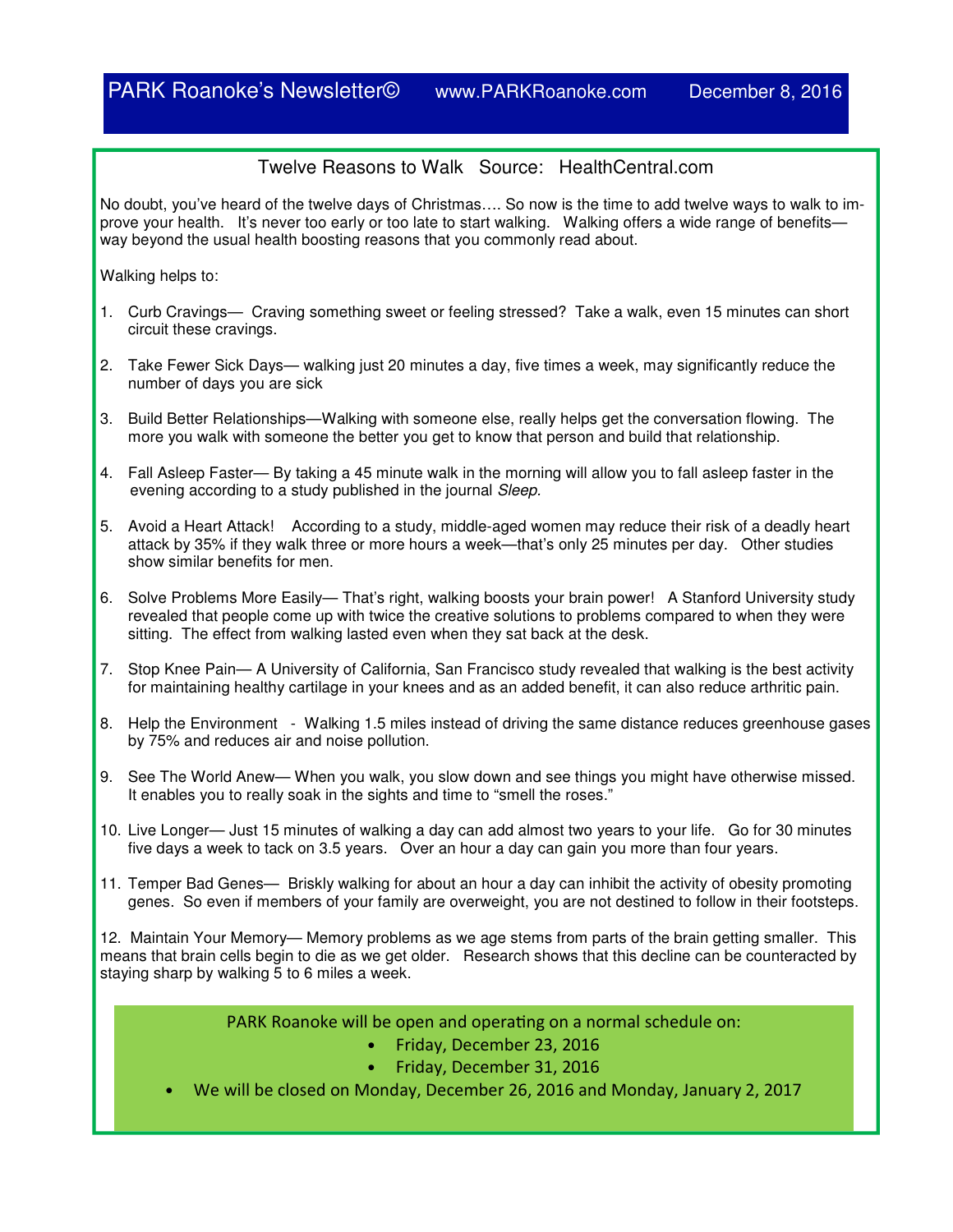PARK Roanoke's Newsletter© www.PARKRoanoke.com December 8, 2016

## Twelve Reasons to Walk Source: HealthCentral.com

No doubt, you've heard of the twelve days of Christmas…. So now is the time to add twelve ways to walk to improve your health. It's never too early or too late to start walking. Walking offers a wide range of benefits—way beyond the usual health boosting reasons that you commonly read about.

Walking helps to:

1. Curb Cravings— Craving something sweet or feeling stressed? Take a walk, even 15 minutes can short circuit these cravings.

2. Take Fewer Sick Days— walking just 20 minutes a day, five times a week, may significantly reduce the number of days you are sick

3. Build Better Relationships—Walking with someone else, really helps get the conversation flowing. The more you walk with someone the better you get to know that person and build that relationship.

4. Fall Asleep Faster— By taking a 45 minute walk in the morning will allow you to fall asleep faster in the evening according to a study published in the journal *Sleep.*

5. Avoid a Heart Attack! According to a study, middle-aged women may reduce their risk of a deadly heart attack by 35% if they walk three or more hours a week—that's only 25 minutes per day. Other studies show similar benefits for men.

6. Solve Problems More Easily— That's right, walking boosts your brain power! A Stanford University study revealed that people come up with twice the creative solutions to problems compared to when they were sitting. The effect from walking lasted even when they sat back at the desk.

7. Stop Knee Pain— A University of California, San Francisco study revealed that walking is the best activity for maintaining healthy cartilage in your knees and as an added benefit, it can also reduce arthritic pain.

8. Help the Environment - Walking 1.5 miles instead of driving the same distance reduces greenhouse gases by 75% and reduces air and noise pollution.

9. See The World Anew— When you walk, you slow down and see things you might have otherwise missed. It enables you to really soak in the sights and time to "smell the roses."

10. Live Longer— Just 15 minutes of walking a day can add almost two years to your life. Go for 30 minutes five days a week to tack on 3.5 years. Over an hour a day can gain you more than four years.

11. Temper Bad Genes— Briskly walking for about an hour a day can inhibit the activity of obesity promoting genes. So even if members of your family are overweight, you are not destined to follow in their footsteps.

12. Maintain Your Memory— Memory problems as we age stems from parts of the brain getting smaller. This means that brain cells begin to die as we get older. Research shows that this decline can be counteracted by staying sharp by walking 5 to 6 miles a week.

PARK Roanoke will be open and operating on a normal schedule on:

- Friday, December 23, 2016
- Friday, December 31, 2016
- We will be closed on Monday, December 26, 2016 and Monday, January 2, 2017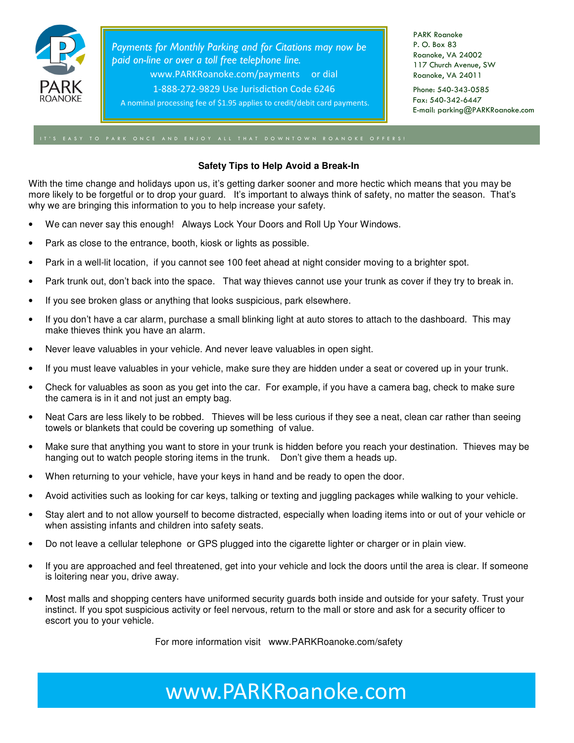PARK ROANOKE

*Payments for Monthly Parking and for Citations may now be paid on-line or over a toll free telephone line.*

www.PARKRoanoke.com/payments or dial

1-888-272-9829 Use Jurisdiction Code 6246

A nominal processing fee of $1.95 applies to credit/debit card payments.

PARK Roanoke
P. O. Box 83
Roanoke, VA 24002
117 Church Avenue, SW
Roanoke, VA 24011

Phone: 540-343-0585
Fax: 540-342-6447
E-mail: parking@PARKRoanoke.com

IT'S EASY TO PARK ONCE AND ENJOY ALL THAT DOWNTOWN ROANOKE OFFERS!

## Safety Tips to Help Avoid a Break-In

With the time change and holidays upon us, it's getting darker sooner and more hectic which means that you may be more likely to be forgetful or to drop your guard. It's important to always think of safety, no matter the season. That's why we are bringing this information to you to help increase your safety.

- We can never say this enough! Always Lock Your Doors and Roll Up Your Windows.
- Park as close to the entrance, booth, kiosk or lights as possible.
- Park in a well-lit location, if you cannot see 100 feet ahead at night consider moving to a brighter spot.
- Park trunk out, don't back into the space. That way thieves cannot use your trunk as cover if they try to break in.
- If you see broken glass or anything that looks suspicious, park elsewhere.
- If you don't have a car alarm, purchase a small blinking light at auto stores to attach to the dashboard. This may make thieves think you have an alarm.
- Never leave valuables in your vehicle. And never leave valuables in open sight.
- If you must leave valuables in your vehicle, make sure they are hidden under a seat or covered up in your trunk.
- Check for valuables as soon as you get into the car. For example, if you have a camera bag, check to make sure the camera is in it and not just an empty bag.
- Neat Cars are less likely to be robbed. Thieves will be less curious if they see a neat, clean car rather than seeing towels or blankets that could be covering up something of value.
- Make sure that anything you want to store in your trunk is hidden before you reach your destination. Thieves may be hanging out to watch people storing items in the trunk. Don't give them a heads up.
- When returning to your vehicle, have your keys in hand and be ready to open the door.
- Avoid activities such as looking for car keys, talking or texting and juggling packages while walking to your vehicle.
- Stay alert and to not allow yourself to become distracted, especially when loading items into or out of your vehicle or when assisting infants and children into safety seats.
- Do not leave a cellular telephone or GPS plugged into the cigarette lighter or charger or in plain view.
- If you are approached and feel threatened, get into your vehicle and lock the doors until the area is clear. If someone is loitering near you, drive away.
- Most malls and shopping centers have uniformed security guards both inside and outside for your safety. Trust your instinct. If you spot suspicious activity or feel nervous, return to the mall or store and ask for a security officer to escort you to your vehicle.

For more information visit www.PARKRoanoke.com/safety

www.PARKRoanoke.com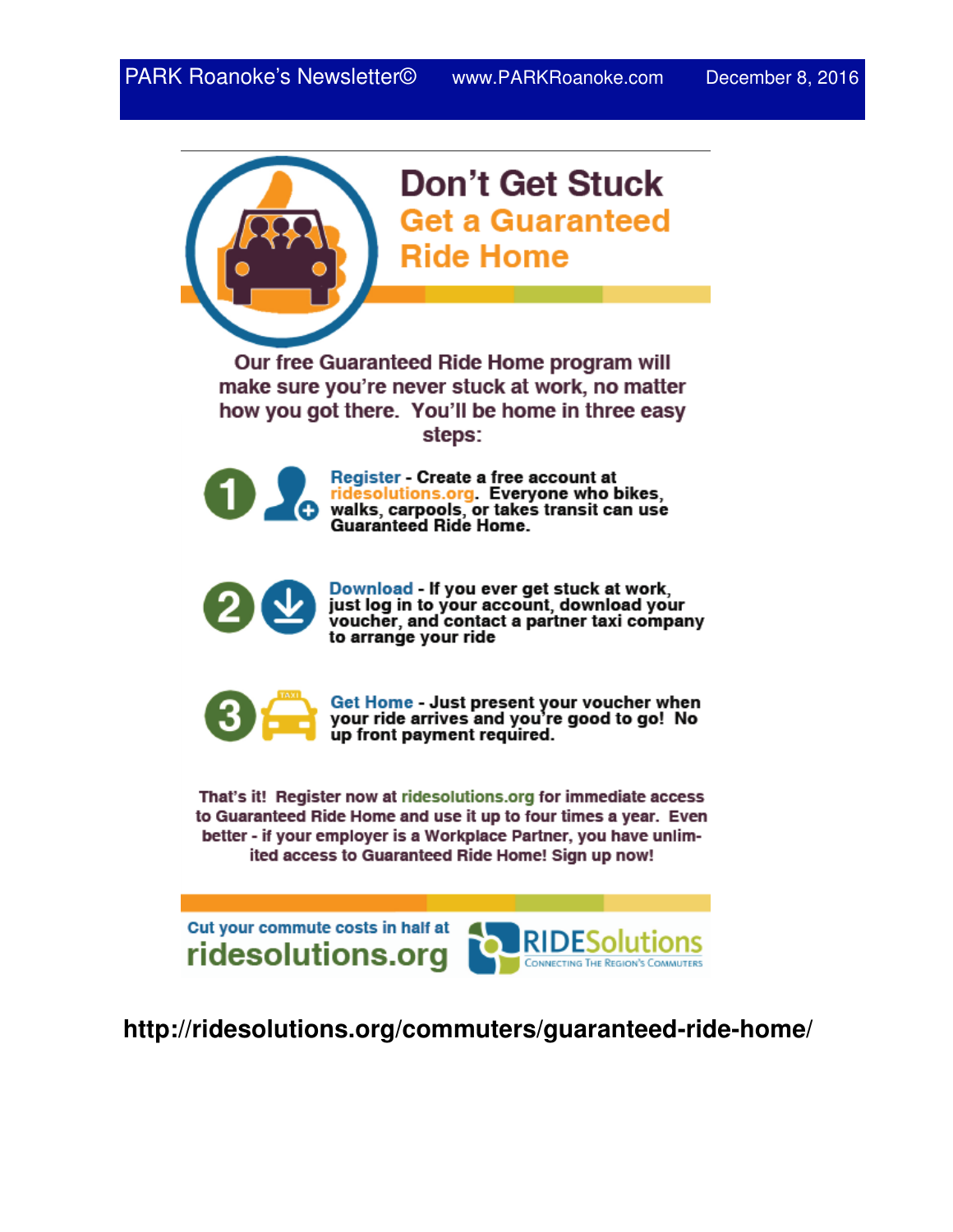# Don't Get Stuck

## Get a Guaranteed Ride Home

Our free Guaranteed Ride Home program will make sure you're never stuck at work, no matter how you got there. You'll be home in three easy steps:

1. **Register** - Create a free account at ridesolutions.org. Everyone who bikes, walks, carpools, or takes transit can use Guaranteed Ride Home.

2. **Download** - If you ever get stuck at work, just log in to your account, download your voucher, and contact a partner taxi company to arrange your ride

3. **Get Home** - Just present your voucher when your ride arrives and you're good to go! No up front payment required.

That's it! Register now at ridesolutions.org for immediate access to Guaranteed Ride Home and use it up to four times a year. Even better - if your employer is a Workplace Partner, you have unlimited access to Guaranteed Ride Home! Sign up now!

Cut your commute costs in half at
**ridesolutions.org**

RIDESolutions
CONNECTING THE REGION'S COMMUTERS

**http://ridesolutions.org/commuters/guaranteed-ride-home/**